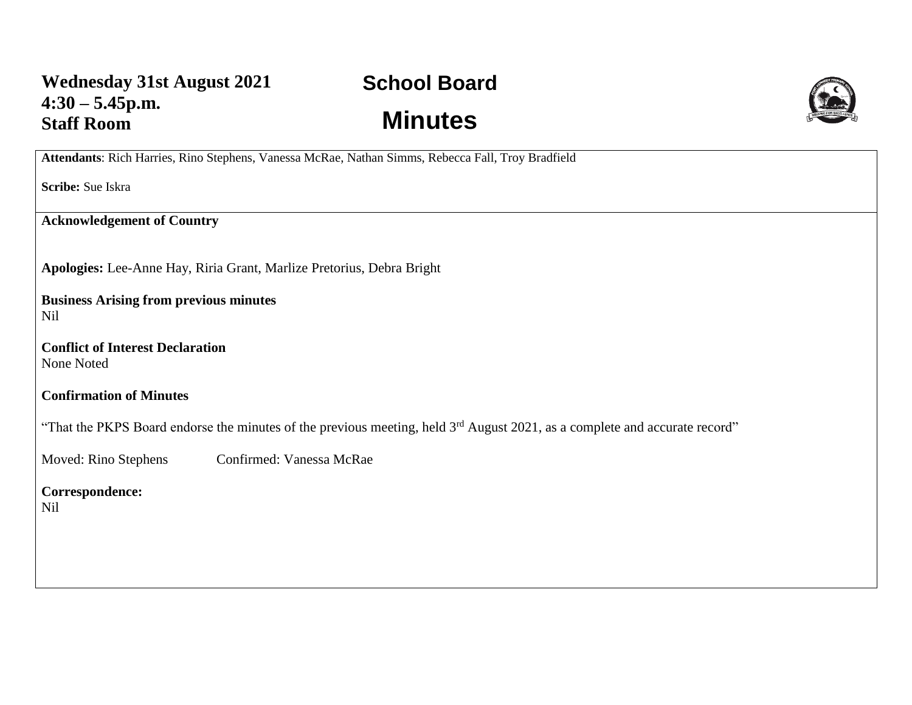**Wednesday 31st August 2021**
**4:30 – 5.45p.m.**
**Staff Room**

# School Board

# Minutes

**Attendants**: Rich Harries, Rino Stephens, Vanessa McRae, Nathan Simms, Rebecca Fall, Troy Bradfield

**Scribe:** Sue Iskra

**Acknowledgement of Country**

**Apologies:** Lee-Anne Hay, Riria Grant, Marlize Pretorius, Debra Bright

**Business Arising from previous minutes**
Nil

**Conflict of Interest Declaration**
None Noted

**Confirmation of Minutes**

"That the PKPS Board endorse the minutes of the previous meeting, held 3rd August 2021, as a complete and accurate record"

Moved: Rino Stephens Confirmed: Vanessa McRae

**Correspondence:**
Nil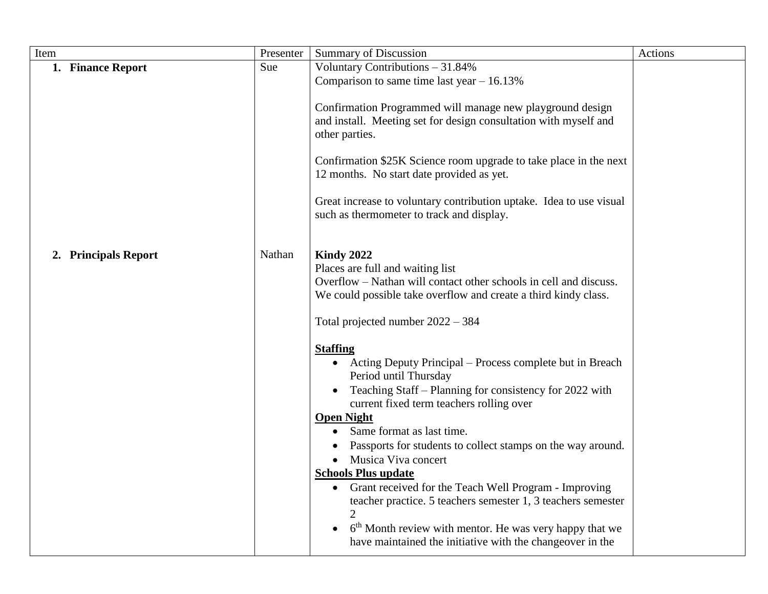| Item | Presenter | Summary of Discussion | Actions |
|---|---|---|---|
| 1. **Finance Report** | Sue | Voluntary Contributions – 31.84%<br>Comparison to same time last year – 16.13%<br><br>Confirmation Programmed will manage new playground design and install. Meeting set for design consultation with myself and other parties.<br><br>Confirmation $25K Science room upgrade to take place in the next 12 months. No start date provided as yet.<br><br>Great increase to voluntary contribution uptake. Idea to use visual such as thermometer to track and display. | |
| 2. **Principals Report** | Nathan | **Kindy 2022**<br>Places are full and waiting list<br>Overflow – Nathan will contact other schools in cell and discuss. We could possible take overflow and create a third kindy class.<br><br>Total projected number 2022 – 384<br><br>**Staffing**<br>• Acting Deputy Principal – Process complete but in Breach Period until Thursday<br>• Teaching Staff – Planning for consistency for 2022 with current fixed term teachers rolling over<br>**Open Night**<br>• Same format as last time.<br>• Passports for students to collect stamps on the way around.<br>• Musica Viva concert<br>**Schools Plus update**<br>• Grant received for the Teach Well Program - Improving teacher practice. 5 teachers semester 1, 3 teachers semester 2<br>• 6th Month review with mentor. He was very happy that we have maintained the initiative with the changeover in the | |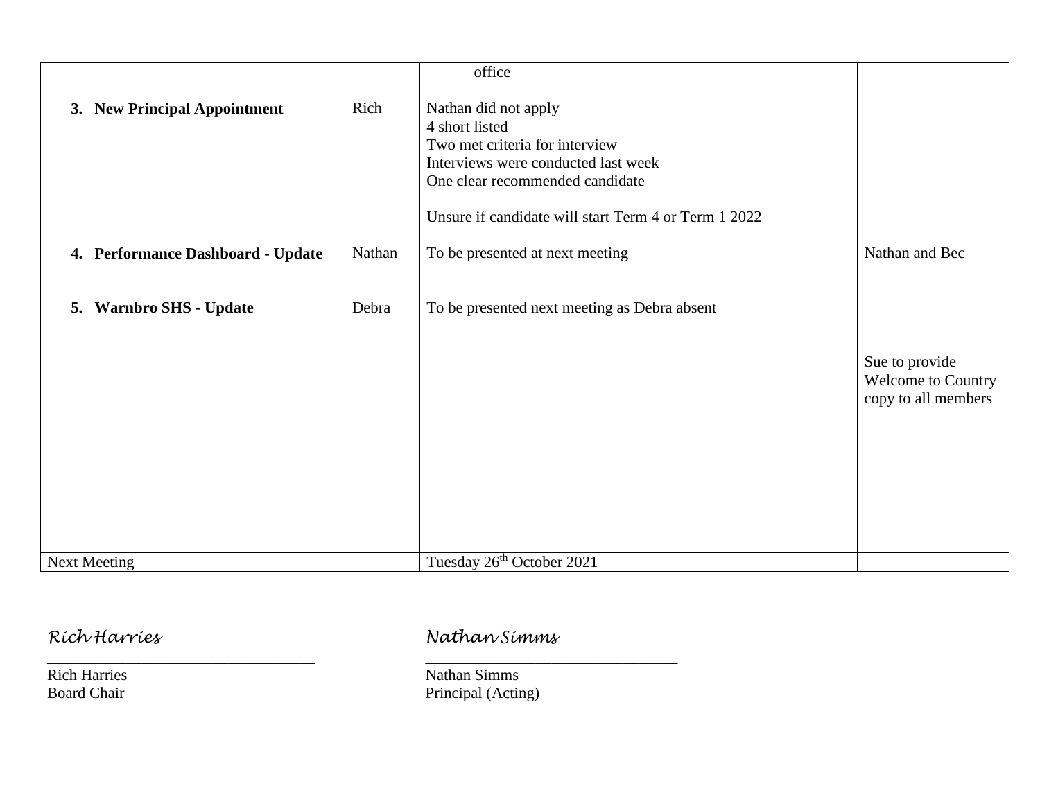| | | | |
|---|---|---|---|
| | | office | |
| **3. New Principal Appointment** | Rich | Nathan did not apply<br>4 short listed<br>Two met criteria for interview<br>Interviews were conducted last week<br>One clear recommended candidate<br><br>Unsure if candidate will start Term 4 or Term 1 2022 | |
| **4. Performance Dashboard - Update** | Nathan | To be presented at next meeting | Nathan and Bec |
| **5. Warnbro SHS - Update** | Debra | To be presented next meeting as Debra absent | |
| | | | Sue to provide Welcome to Country copy to all members |
| Next Meeting | | Tuesday 26th October 2021 | |

*Rich Harries*
\_\_\_\_\_\_\_\_\_\_\_\_\_\_\_\_\_\_\_\_\_\_\_\_\_\_\_\_\_\_\_\_\_\_
Rich Harries
Board Chair

*Nathan Simms*
\_\_\_\_\_\_\_\_\_\_\_\_\_\_\_\_\_\_\_\_\_\_\_\_\_\_\_\_\_\_\_\_\_
Nathan Simms
Principal (Acting)